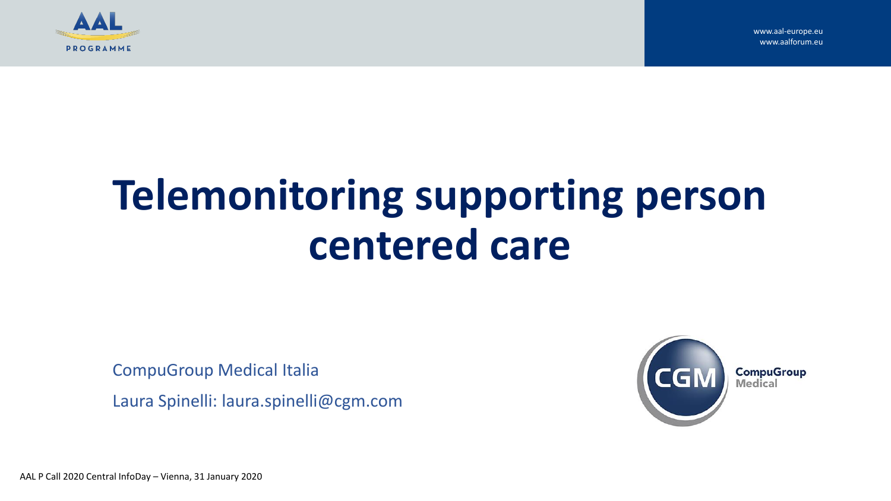# Telemonitoring supporting person centered care

CompuGroup Medical Italia

Laura Spinelli: laura.spinelli@cgm.com

AAL P Call 2020 Central InfoDay – Vienna, 31 January 2020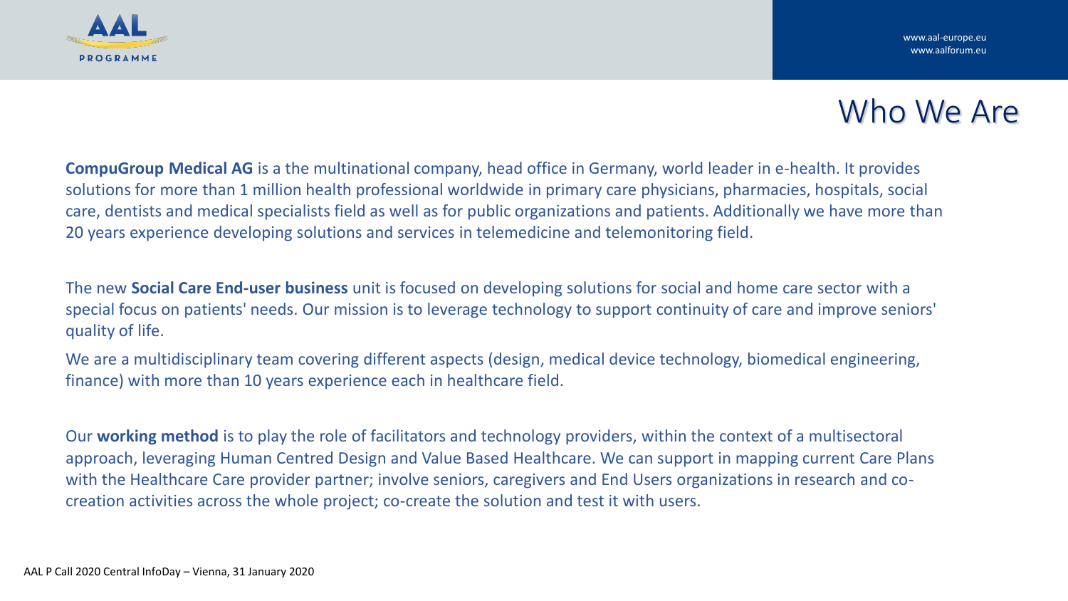# Who We Are

**CompuGroup Medical AG** is a the multinational company, head office in Germany, world leader in e-health. It provides solutions for more than 1 million health professional worldwide in primary care physicians, pharmacies, hospitals, social care, dentists and medical specialists field as well as for public organizations and patients. Additionally we have more than 20 years experience developing solutions and services in telemedicine and telemonitoring field.

The new **Social Care End-user business** unit is focused on developing solutions for social and home care sector with a special focus on patients' needs. Our mission is to leverage technology to support continuity of care and improve seniors' quality of life.

We are a multidisciplinary team covering different aspects (design, medical device technology, biomedical engineering, finance) with more than 10 years experience each in healthcare field.

Our **working method** is to play the role of facilitators and technology providers, within the context of a multisectoral approach, leveraging Human Centred Design and Value Based Healthcare. We can support in mapping current Care Plans with the Healthcare Care provider partner; involve seniors, caregivers and End Users organizations in research and co-creation activities across the whole project; co-create the solution and test it with users.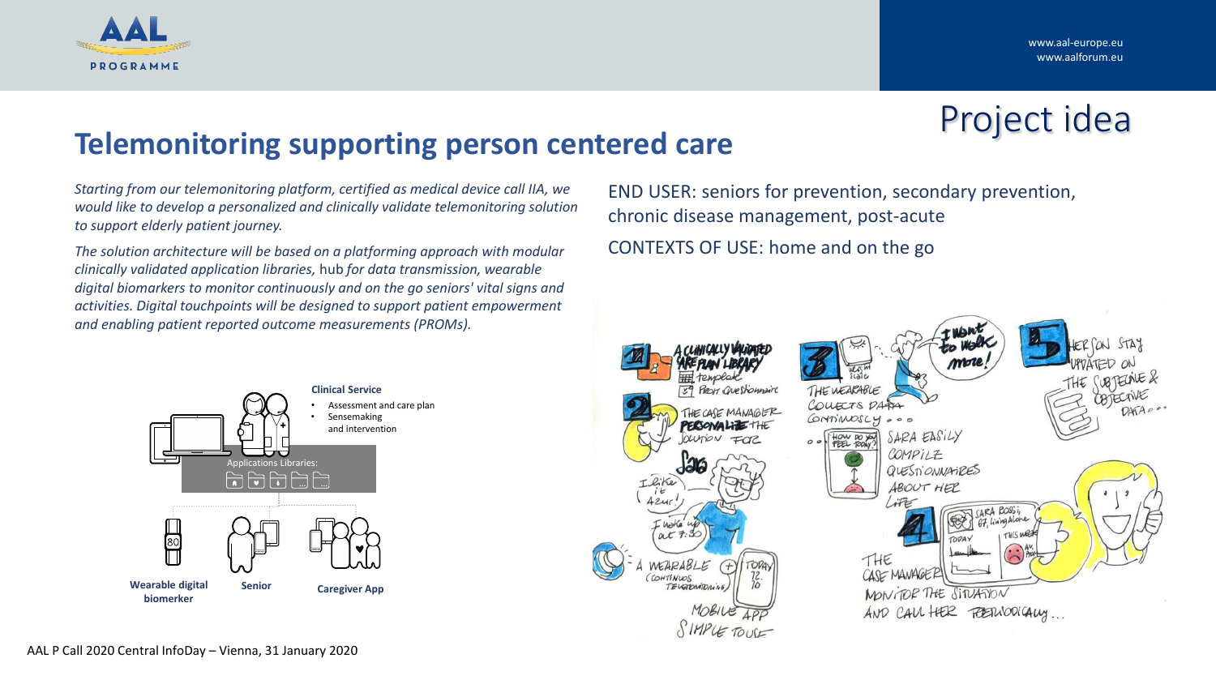# Project idea

## Telemonitoring supporting person centered care

*Starting from our telemonitoring platform, certified as medical device call IIA, we would like to develop a personalized and clinically validate telemonitoring solution to support elderly patient journey.*

*The solution architecture will be based on a platforming approach with modular clinically validated application libraries,* hub *for data transmission, wearable digital biomarkers to monitor continuously and on the go seniors' vital signs and activities. Digital touchpoints will be designed to support patient empowerment and enabling patient reported outcome measurements (PROMs).*

**Clinical Service**

- Assessment and care plan
- Sensemaking and intervention

Applications Libraries:

**Wearable digital biomerker**

**Senior**

**Caregiver App**

END USER: seniors for prevention, secondary prevention, chronic disease management, post-acute

CONTEXTS OF USE: home and on the go

AAL P Call 2020 Central InfoDay – Vienna, 31 January 2020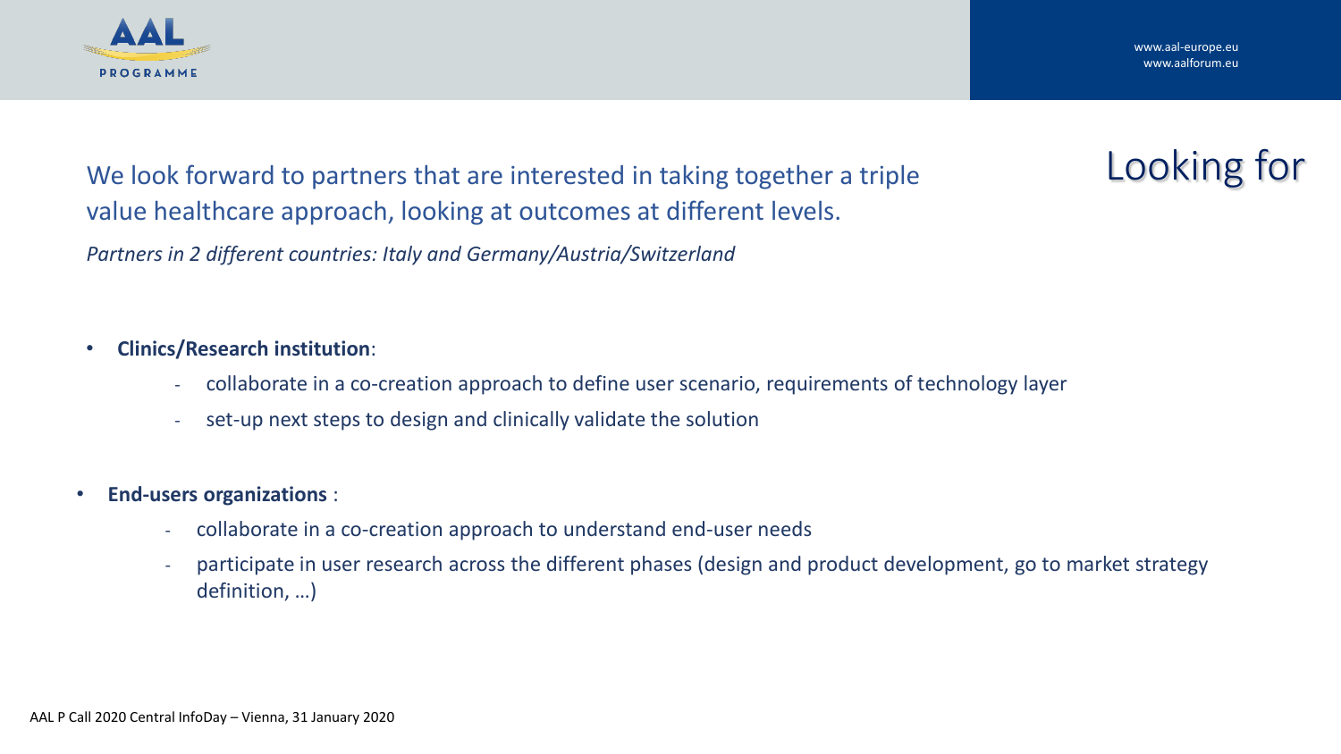# Looking for

We look forward to partners that are interested in taking together a triple value healthcare approach, looking at outcomes at different levels.

*Partners in 2 different countries: Italy and Germany/Austria/Switzerland*

- **Clinics/Research institution**:
  - collaborate in a co-creation approach to define user scenario, requirements of technology layer
  - set-up next steps to design and clinically validate the solution
- **End-users organizations** :
  - collaborate in a co-creation approach to understand end-user needs
  - participate in user research across the different phases (design and product development, go to market strategy definition, …)